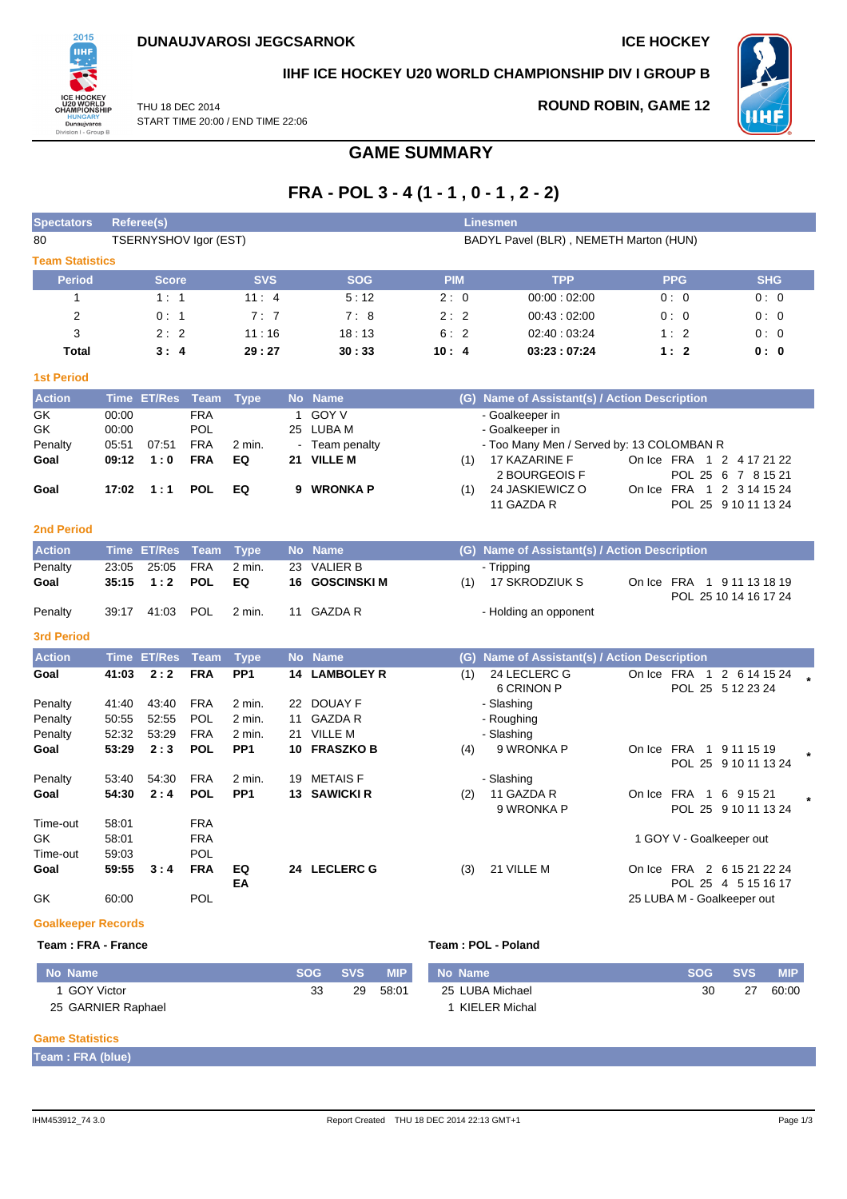**DUNAUJVAROSI JEGCSARNOK** | **ICE HOCKEY**

**IIHF ICE HOCKEY U20 WORLD CHAMPIONSHIP DIV I GROUP B**

THU 18 DEC 2014
START TIME 20:00 / END TIME 22:06

**ROUND ROBIN, GAME 12**

# GAME SUMMARY

## FRA - POL 3 - 4 (1 - 1 , 0 - 1 , 2 - 2)

| Spectators | Referee(s) | Linesmen |
|---|---|---|
| 80 | TSERNYSHOV Igor (EST) | BADYL Pavel (BLR) , NEMETH Marton (HUN) |

### Team Statistics

| Period | Score | SVS | SOG | PIM | TPP | PPG | SHG |
|---|---|---|---|---|---|---|---|
| 1 | 1 : 1 | 11 : 4 | 5 : 12 | 2 : 0 | 00:00 : 02:00 | 0 : 0 | 0 : 0 |
| 2 | 0 : 1 | 7 : 7 | 7 : 8 | 2 : 2 | 00:43 : 02:00 | 0 : 0 | 0 : 0 |
| 3 | 2 : 2 | 11 : 16 | 18 : 13 | 6 : 2 | 02:40 : 03:24 | 1 : 2 | 0 : 0 |
| **Total** | **3 : 4** | **29 : 27** | **30 : 33** | **10 : 4** | **03:23 : 07:24** | **1 : 2** | **0 : 0** |

### 1st Period

| Action | Time | ET/Res | Team | Type | No | Name | (G) | Name of Assistant(s) / Action Description | |
|---|---|---|---|---|---|---|---|---|---|
| GK | 00:00 | | FRA | | 1 | GOY V | | - Goalkeeper in | |
| GK | 00:00 | | POL | | 25 | LUBA M | | - Goalkeeper in | |
| Penalty | 05:51 | 07:51 | FRA | 2 min. | - | Team penalty | | - Too Many Men / Served by: 13 COLOMBAN R | |
| **Goal** | **09:12** | **1 : 0** | **FRA** | **EQ** | **21** | **VILLE M** | (1) | 17 KAZARINE F<br>2 BOURGEOIS F | On Ice FRA 1 2 4 17 21 22<br>POL 25 6 7 8 15 21 |
| **Goal** | **17:02** | **1 : 1** | **POL** | **EQ** | **9** | **WRONKA P** | (1) | 24 JASKIEWICZ O<br>11 GAZDA R | On Ice FRA 1 2 3 14 15 24<br>POL 25 9 10 11 13 24 |

### 2nd Period

| Action | Time | ET/Res | Team | Type | No | Name | (G) | Name of Assistant(s) / Action Description | |
|---|---|---|---|---|---|---|---|---|---|
| Penalty | 23:05 | 25:05 | FRA | 2 min. | 23 | VALIER B | | - Tripping | |
| **Goal** | **35:15** | **1 : 2** | **POL** | **EQ** | **16** | **GOSCINSKI M** | (1) | 17 SKRODZIUK S | On Ice FRA 1 9 11 13 18 19<br>POL 25 10 14 16 17 24 |
| Penalty | 39:17 | 41:03 | POL | 2 min. | 11 | GAZDA R | | - Holding an opponent | |

### 3rd Period

| Action | Time | ET/Res | Team | Type | No | Name | (G) | Name of Assistant(s) / Action Description | |
|---|---|---|---|---|---|---|---|---|---|
| **Goal** | **41:03** | **2 : 2** | **FRA** | **PP1** | **14** | **LAMBOLEY R** | (1) | 24 LECLERC G<br>6 CRINON P | On Ice FRA 1 2 6 14 15 24<br>POL 25 5 12 23 24 * |
| Penalty | 41:40 | 43:40 | FRA | 2 min. | 22 | DOUAY F | | - Slashing | |
| Penalty | 50:55 | 52:55 | POL | 2 min. | 11 | GAZDA R | | - Roughing | |
| Penalty | 52:32 | 53:29 | FRA | 2 min. | 21 | VILLE M | | - Slashing | |
| **Goal** | **53:29** | **2 : 3** | **POL** | **PP1** | **10** | **FRASZKO B** | (4) | 9 WRONKA P | On Ice FRA 1 9 11 15 19<br>POL 25 9 10 11 13 24 * |
| Penalty | 53:40 | 54:30 | FRA | 2 min. | 19 | METAIS F | | - Slashing | |
| **Goal** | **54:30** | **2 : 4** | **POL** | **PP1** | **13** | **SAWICKI R** | (2) | 11 GAZDA R<br>9 WRONKA P | On Ice FRA 1 6 9 15 21<br>POL 25 9 10 11 13 24 * |
| Time-out | 58:01 | | FRA | | | | | | |
| GK | 58:01 | | FRA | | | | | | 1 GOY V - Goalkeeper out |
| Time-out | 59:03 | | POL | | | | | | |
| **Goal** | **59:55** | **3 : 4** | **FRA** | **EQ EA** | **24** | **LECLERC G** | (3) | 21 VILLE M | On Ice FRA 2 6 15 21 22 24<br>POL 25 4 5 15 16 17 |
| GK | 60:00 | | POL | | | | | | 25 LUBA M - Goalkeeper out |

### Goalkeeper Records

**Team : FRA - France**

| No | Name | SOG | SVS | MIP |
|---|---|---|---|---|
| 1 | GOY Victor | 33 | 29 | 58:01 |
| 25 | GARNIER Raphael | | | |

**Team : POL - Poland**

| No | Name | SOG | SVS | MIP |
|---|---|---|---|---|
| 25 | LUBA Michael | 30 | 27 | 60:00 |
| 1 | KIELER Michal | | | |

### Game Statistics

**Team : FRA (blue)**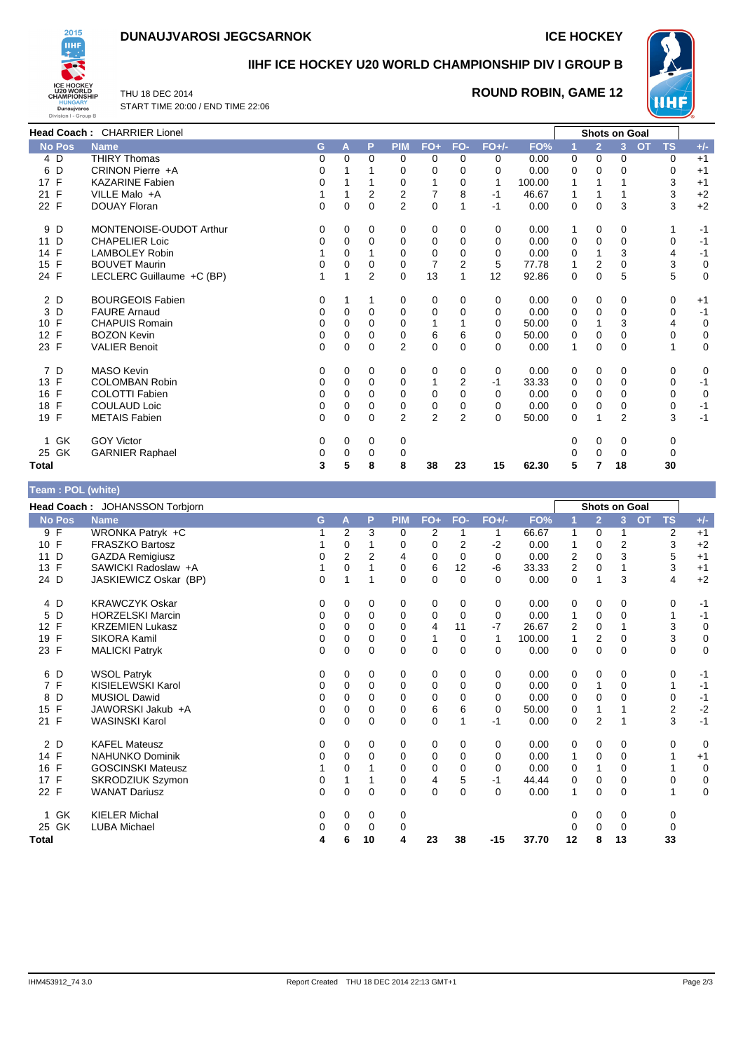# DUNAUJVAROSI JEGCSARNOK

**ICE HOCKEY**

## IIHF ICE HOCKEY U20 WORLD CHAMPIONSHIP DIV I GROUP B

THU 18 DEC 2014
START TIME 20:00 / END TIME 22:06

**ROUND ROBIN, GAME 12**

**Head Coach :** CHARRIER Lionel

| No Pos | Name | G | A | P | PIM | FO+ | FO- | FO+/- | FO% | 1 | 2 | 3 | OT | TS | +/- |
|---|---|---|---|---|---|---|---|---|---|---|---|---|---|---|---|
| | | | | | | | | | | Shots on Goal | | | | | |
| 4 D | THIRY Thomas | 0 | 0 | 0 | 0 | 0 | 0 | 0 | 0.00 | 0 | 0 | 0 | | 0 | +1 |
| 6 D | CRINON Pierre +A | 0 | 1 | 1 | 0 | 0 | 0 | 0 | 0.00 | 0 | 0 | 0 | | 0 | +1 |
| 17 F | KAZARINE Fabien | 0 | 1 | 1 | 0 | 1 | 0 | 1 | 100.00 | 1 | 1 | 1 | | 3 | +1 |
| 21 F | VILLE Malo +A | 1 | 1 | 2 | 2 | 7 | 8 | -1 | 46.67 | 1 | 1 | 1 | | 3 | +2 |
| 22 F | DOUAY Floran | 0 | 0 | 0 | 2 | 0 | 1 | -1 | 0.00 | 0 | 0 | 3 | | 3 | +2 |
| 9 D | MONTENOISE-OUDOT Arthur | 0 | 0 | 0 | 0 | 0 | 0 | 0 | 0.00 | 1 | 0 | 0 | | 1 | -1 |
| 11 D | CHAPELIER Loic | 0 | 0 | 0 | 0 | 0 | 0 | 0 | 0.00 | 0 | 0 | 0 | | 0 | -1 |
| 14 F | LAMBOLEY Robin | 1 | 0 | 1 | 0 | 0 | 0 | 0 | 0.00 | 0 | 1 | 3 | | 4 | -1 |
| 15 F | BOUVET Maurin | 0 | 0 | 0 | 0 | 7 | 2 | 5 | 77.78 | 1 | 2 | 0 | | 3 | 0 |
| 24 F | LECLERC Guillaume +C (BP) | 1 | 1 | 2 | 0 | 13 | 1 | 12 | 92.86 | 0 | 0 | 5 | | 5 | 0 |
| 2 D | BOURGEOIS Fabien | 0 | 1 | 1 | 0 | 0 | 0 | 0 | 0.00 | 0 | 0 | 0 | | 0 | +1 |
| 3 D | FAURE Arnaud | 0 | 0 | 0 | 0 | 0 | 0 | 0 | 0.00 | 0 | 0 | 0 | | 0 | -1 |
| 10 F | CHAPUIS Romain | 0 | 0 | 0 | 0 | 1 | 1 | 0 | 50.00 | 0 | 1 | 3 | | 4 | 0 |
| 12 F | BOZON Kevin | 0 | 0 | 0 | 0 | 6 | 6 | 0 | 50.00 | 0 | 0 | 0 | | 0 | 0 |
| 23 F | VALIER Benoit | 0 | 0 | 0 | 2 | 0 | 0 | 0 | 0.00 | 1 | 0 | 0 | | 1 | 0 |
| 7 D | MASO Kevin | 0 | 0 | 0 | 0 | 0 | 0 | 0 | 0.00 | 0 | 0 | 0 | | 0 | 0 |
| 13 F | COLOMBAN Robin | 0 | 0 | 0 | 0 | 1 | 2 | -1 | 33.33 | 0 | 0 | 0 | | 0 | -1 |
| 16 F | COLOTTI Fabien | 0 | 0 | 0 | 0 | 0 | 0 | 0 | 0.00 | 0 | 0 | 0 | | 0 | 0 |
| 18 F | COULAUD Loic | 0 | 0 | 0 | 0 | 0 | 0 | 0 | 0.00 | 0 | 0 | 0 | | 0 | -1 |
| 19 F | METAIS Fabien | 0 | 0 | 0 | 2 | 2 | 2 | 0 | 50.00 | 0 | 1 | 2 | | 3 | -1 |
| 1 GK | GOY Victor | 0 | 0 | 0 | 0 | | | | | 0 | 0 | 0 | | 0 | |
| 25 GK | GARNIER Raphael | 0 | 0 | 0 | 0 | | | | | 0 | 0 | 0 | | 0 | |
| **Total** | | **3** | **5** | **8** | **8** | **38** | **23** | **15** | **62.30** | **5** | **7** | **18** | | **30** | |

**Team : POL (white)**

**Head Coach :** JOHANSSON Torbjorn

| No Pos | Name | G | A | P | PIM | FO+ | FO- | FO+/- | FO% | 1 | 2 | 3 | OT | TS | +/- |
|---|---|---|---|---|---|---|---|---|---|---|---|---|---|---|---|
| | | | | | | | | | | Shots on Goal | | | | | |
| 9 F | WRONKA Patryk +C | 1 | 2 | 3 | 0 | 2 | 1 | 1 | 66.67 | 1 | 0 | 1 | | 2 | +1 |
| 10 F | FRASZKO Bartosz | 1 | 0 | 1 | 0 | 0 | 2 | -2 | 0.00 | 1 | 0 | 2 | | 3 | +2 |
| 11 D | GAZDA Remigiusz | 0 | 2 | 2 | 4 | 0 | 0 | 0 | 0.00 | 2 | 0 | 3 | | 5 | +1 |
| 13 F | SAWICKI Radoslaw +A | 1 | 0 | 1 | 0 | 6 | 12 | -6 | 33.33 | 2 | 0 | 1 | | 3 | +1 |
| 24 D | JASKIEWICZ Oskar (BP) | 0 | 1 | 1 | 0 | 0 | 0 | 0 | 0.00 | 0 | 1 | 3 | | 4 | +2 |
| 4 D | KRAWCZYK Oskar | 0 | 0 | 0 | 0 | 0 | 0 | 0 | 0.00 | 0 | 0 | 0 | | 0 | -1 |
| 5 D | HORZELSKI Marcin | 0 | 0 | 0 | 0 | 0 | 0 | 0 | 0.00 | 1 | 0 | 0 | | 1 | -1 |
| 12 F | KRZEMIEN Lukasz | 0 | 0 | 0 | 0 | 4 | 11 | -7 | 26.67 | 2 | 0 | 1 | | 3 | 0 |
| 19 F | SIKORA Kamil | 0 | 0 | 0 | 0 | 1 | 0 | 1 | 100.00 | 1 | 2 | 0 | | 3 | 0 |
| 23 F | MALICKI Patryk | 0 | 0 | 0 | 0 | 0 | 0 | 0 | 0.00 | 0 | 0 | 0 | | 0 | 0 |
| 6 D | WSOL Patryk | 0 | 0 | 0 | 0 | 0 | 0 | 0 | 0.00 | 0 | 0 | 0 | | 0 | -1 |
| 7 F | KISIELEWSKI Karol | 0 | 0 | 0 | 0 | 0 | 0 | 0 | 0.00 | 0 | 1 | 0 | | 1 | -1 |
| 8 D | MUSIOL Dawid | 0 | 0 | 0 | 0 | 0 | 0 | 0 | 0.00 | 0 | 0 | 0 | | 0 | -1 |
| 15 F | JAWORSKI Jakub +A | 0 | 0 | 0 | 0 | 6 | 6 | 0 | 50.00 | 0 | 1 | 1 | | 2 | -2 |
| 21 F | WASINSKI Karol | 0 | 0 | 0 | 0 | 0 | 1 | -1 | 0.00 | 0 | 2 | 1 | | 3 | -1 |
| 2 D | KAFEL Mateusz | 0 | 0 | 0 | 0 | 0 | 0 | 0 | 0.00 | 0 | 0 | 0 | | 0 | 0 |
| 14 F | NAHUNKO Dominik | 0 | 0 | 0 | 0 | 0 | 0 | 0 | 0.00 | 1 | 0 | 0 | | 1 | +1 |
| 16 F | GOSCINSKI Mateusz | 1 | 0 | 1 | 0 | 0 | 0 | 0 | 0.00 | 0 | 1 | 0 | | 1 | 0 |
| 17 F | SKRODZIUK Szymon | 0 | 1 | 1 | 0 | 4 | 5 | -1 | 44.44 | 0 | 0 | 0 | | 0 | 0 |
| 22 F | WANAT Dariusz | 0 | 0 | 0 | 0 | 0 | 0 | 0 | 0.00 | 1 | 0 | 0 | | 1 | 0 |
| 1 GK | KIELER Michal | 0 | 0 | 0 | 0 | | | | | 0 | 0 | 0 | | 0 | |
| 25 GK | LUBA Michael | 0 | 0 | 0 | 0 | | | | | 0 | 0 | 0 | | 0 | |
| **Total** | | **4** | **6** | **10** | **4** | **23** | **38** | **-15** | **37.70** | **12** | **8** | **13** | | **33** | |

IHM453912_74 3.0 — Report Created THU 18 DEC 2014 22:13 GMT+1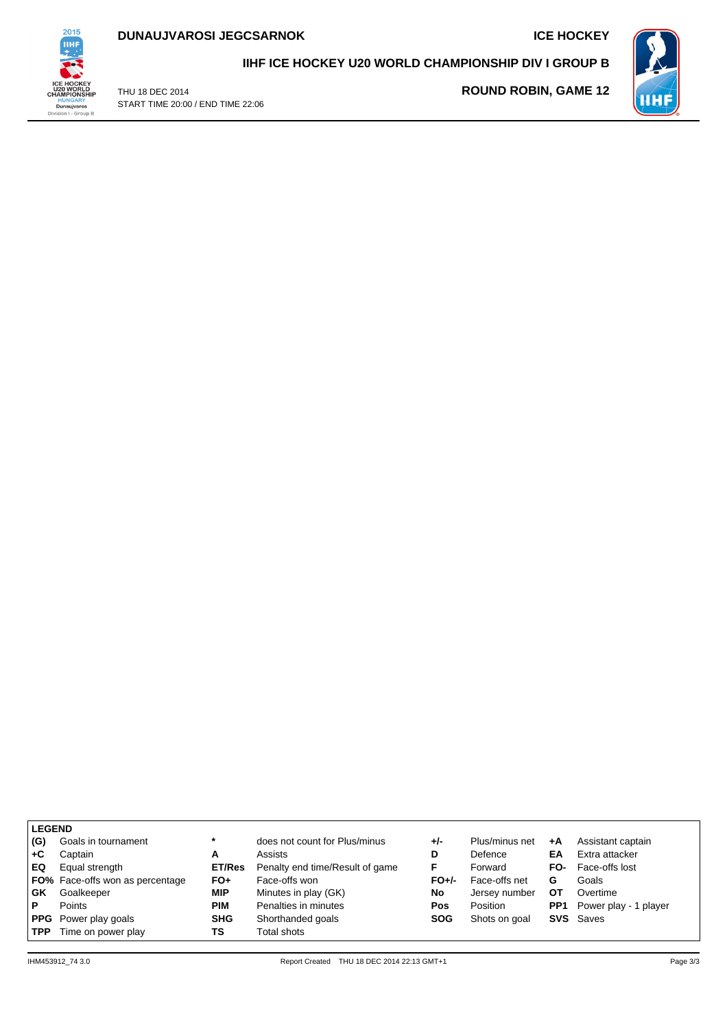**DUNAUJVAROSI JEGCSARNOK** **ICE HOCKEY**

**IIHF ICE HOCKEY U20 WORLD CHAMPIONSHIP DIV I GROUP B**

THU 18 DEC 2014
START TIME 20:00 / END TIME 22:06

**ROUND ROBIN, GAME 12**

**LEGEND**

| | | | | | | | |
|---|---|---|---|---|---|---|---|
| **(G)** | Goals in tournament | **\*** | does not count for Plus/minus | **+/-** | Plus/minus net | **+A** | Assistant captain |
| **+C** | Captain | **A** | Assists | **D** | Defence | **EA** | Extra attacker |
| **EQ** | Equal strength | **ET/Res** | Penalty end time/Result of game | **F** | Forward | **FO-** | Face-offs lost |
| **FO%** | Face-offs won as percentage | **FO+** | Face-offs won | **FO+/-** | Face-offs net | **G** | Goals |
| **GK** | Goalkeeper | **MIP** | Minutes in play (GK) | **No** | Jersey number | **OT** | Overtime |
| **P** | Points | **PIM** | Penalties in minutes | **Pos** | Position | **PP1** | Power play - 1 player |
| **PPG** | Power play goals | **SHG** | Shorthanded goals | **SOG** | Shots on goal | **SVS** | Saves |
| **TPP** | Time on power play | **TS** | Total shots | | | | |

IHM453912_74 3.0 Report Created THU 18 DEC 2014 22:13 GMT+1